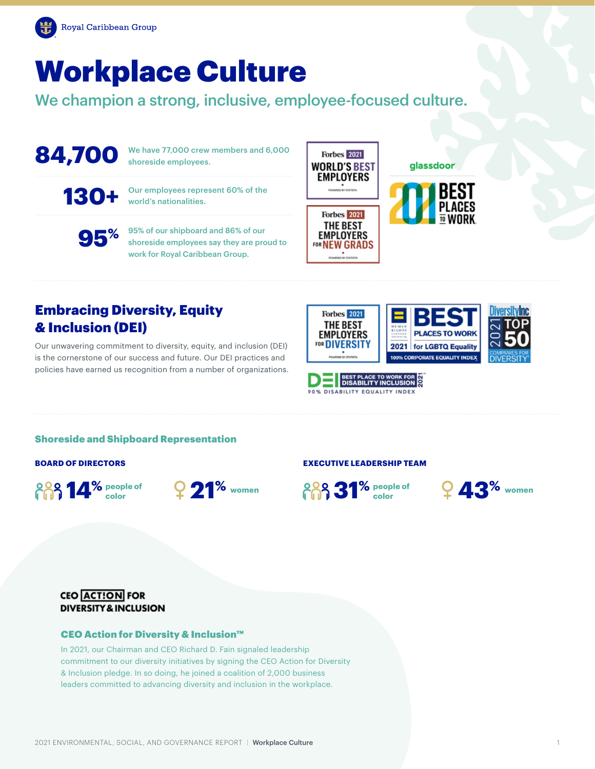Royal Caribbean Group

# Workplace Culture

## We champion a strong, inclusive, employee-focused culture.

**84,700** — We have 77,000 crew members and 6,000 shoreside employees.

**130+** — Our employees represent 60% of the world's nationalities.

**95%** — 95% of our shipboard and 86% of our shoreside employees say they are proud to work for Royal Caribbean Group.

Forbes 2021 World's Best Employers

Forbes 2021 The Best Employers for New Grads

glassdoor 2021 Best Places to Work

## Embracing Diversity, Equity & Inclusion (DEI)

Our unwavering commitment to diversity, equity, and inclusion (DEI) is the cornerstone of our success and future. Our DEI practices and policies have earned us recognition from a number of organizations.

Forbes 2021 The Best Employers for Diversity

Human Rights Campaign Foundation — Best Places to Work for LGBTQ Equality 2021 — 100% Corporate Equality Index

DiversityInc 2021 Top 50 Companies for Diversity

DEI Best Place to Work for Disability Inclusion 2021 — 90% Disability Equality Index

### Shoreside and Shipboard Representation

**BOARD OF DIRECTORS**

- **14%** people of color
- **21%** women

**EXECUTIVE LEADERSHIP TEAM**

- **31%** people of color
- **43%** women

CEO ACT!ON FOR DIVERSITY & INCLUSION

### CEO Action for Diversity & Inclusion™

In 2021, our Chairman and CEO Richard D. Fain signaled leadership commitment to our diversity initiatives by signing the CEO Action for Diversity & Inclusion pledge. In so doing, he joined a coalition of 2,000 business leaders committed to advancing diversity and inclusion in the workplace.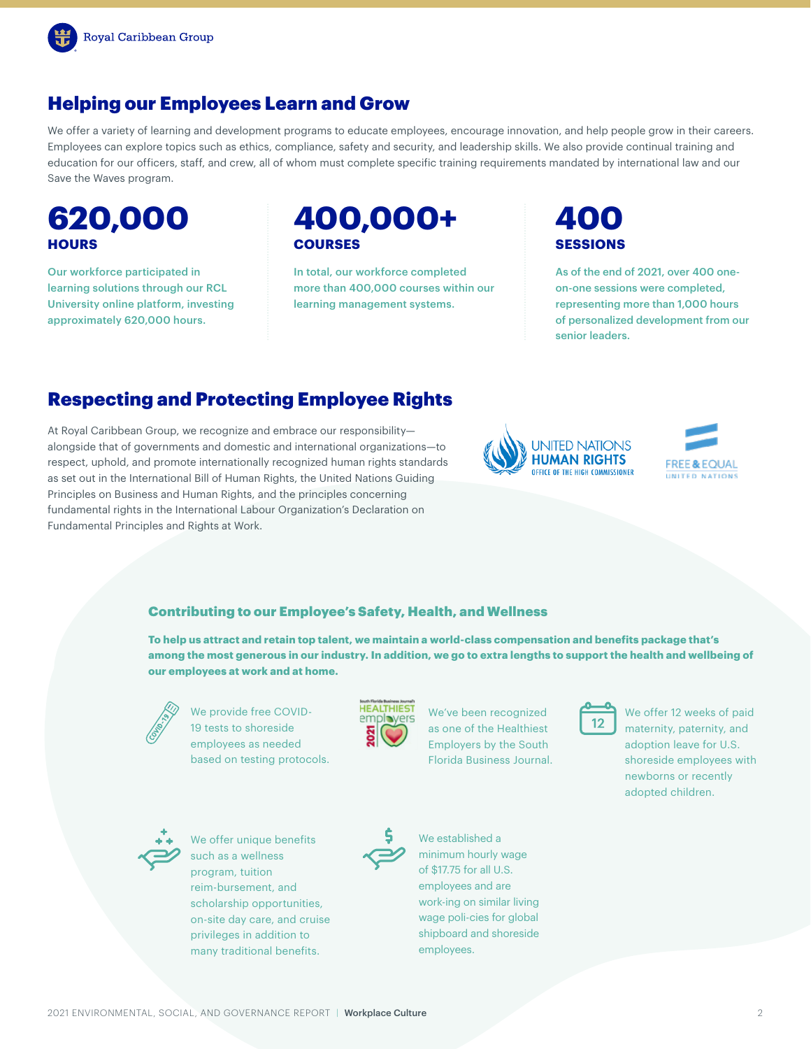## Helping our Employees Learn and Grow

We offer a variety of learning and development programs to educate employees, encourage innovation, and help people grow in their careers. Employees can explore topics such as ethics, compliance, safety and security, and leadership skills. We also provide continual training and education for our officers, staff, and crew, all of whom must complete specific training requirements mandated by international law and our Save the Waves program.

**620,000**
**HOURS**

Our workforce participated in learning solutions through our RCL University online platform, investing approximately 620,000 hours.

**400,000+**
**COURSES**

In total, our workforce completed more than 400,000 courses within our learning management systems.

**400**
**SESSIONS**

As of the end of 2021, over 400 one-on-one sessions were completed, representing more than 1,000 hours of personalized development from our senior leaders.

## Respecting and Protecting Employee Rights

At Royal Caribbean Group, we recognize and embrace our responsibility—alongside that of governments and domestic and international organizations—to respect, uphold, and promote internationally recognized human rights standards as set out in the International Bill of Human Rights, the United Nations Guiding Principles on Business and Human Rights, and the principles concerning fundamental rights in the International Labour Organization's Declaration on Fundamental Principles and Rights at Work.

UNITED NATIONS HUMAN RIGHTS OFFICE OF THE HIGH COMMISSIONER

FREE & EQUAL UNITED NATIONS

### Contributing to our Employee's Safety, Health, and Wellness

**To help us attract and retain top talent, we maintain a world-class compensation and benefits package that's among the most generous in our industry. In addition, we go to extra lengths to support the health and wellbeing of our employees at work and at home.**

We provide free COVID-19 tests to shoreside employees as needed based on testing protocols.

We've been recognized as one of the Healthiest Employers by the South Florida Business Journal.

We offer 12 weeks of paid maternity, paternity, and adoption leave for U.S. shoreside employees with newborns or recently adopted children.

We offer unique benefits such as a wellness program, tuition reim-bursement, and scholarship opportunities, on-site day care, and cruise privileges in addition to many traditional benefits.

We established a minimum hourly wage of $17.75 for all U.S. employees and are work-ing on similar living wage poli-cies for global shipboard and shoreside employees.